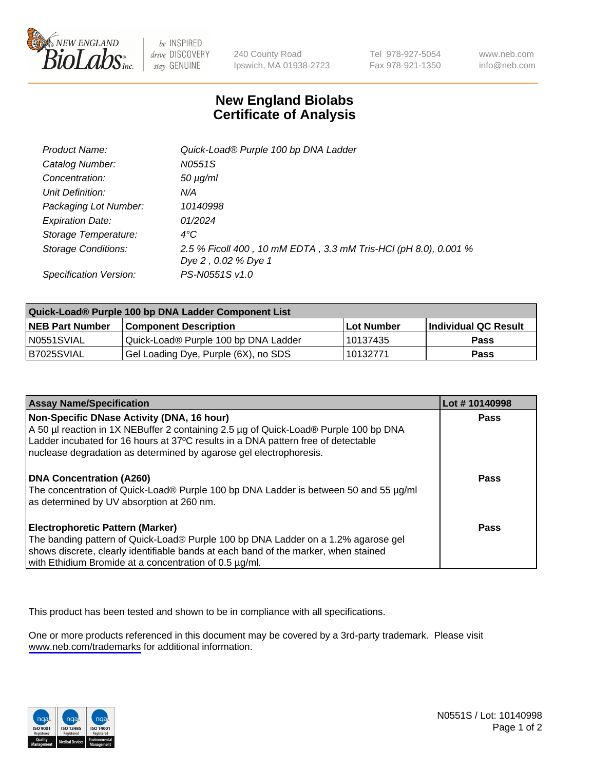NEW ENGLAND BioLabs Inc.

be INSPIRED drive DISCOVERY stay GENUINE

240 County Road
Ipswich, MA 01938-2723

Tel 978-927-5054
Fax 978-921-1350

www.neb.com
info@neb.com

# New England Biolabs
# Certificate of Analysis

| | |
|---|---|
| *Product Name:* | *Quick-Load® Purple 100 bp DNA Ladder* |
| *Catalog Number:* | *N0551S* |
| *Concentration:* | *50 µg/ml* |
| *Unit Definition:* | *N/A* |
| *Packaging Lot Number:* | *10140998* |
| *Expiration Date:* | *01/2024* |
| *Storage Temperature:* | *4°C* |
| *Storage Conditions:* | *2.5 % Ficoll 400 , 10 mM EDTA , 3.3 mM Tris-HCl (pH 8.0), 0.001 % Dye 2 , 0.02 % Dye 1* |
| *Specification Version:* | *PS-N0551S v1.0* |

| **Quick-Load® Purple 100 bp DNA Ladder Component List** | | | |
|---|---|---|---|
| **NEB Part Number** | **Component Description** | **Lot Number** | **Individual QC Result** |
| N0551SVIAL | Quick-Load® Purple 100 bp DNA Ladder | 10137435 | **Pass** |
| B7025SVIAL | Gel Loading Dye, Purple (6X), no SDS | 10132771 | **Pass** |

| **Assay Name/Specification** | **Lot # 10140998** |
|---|---|
| **Non-Specific DNase Activity (DNA, 16 hour)** A 50 µl reaction in 1X NEBuffer 2 containing 2.5 µg of Quick-Load® Purple 100 bp DNA Ladder incubated for 16 hours at 37ºC results in a DNA pattern free of detectable nuclease degradation as determined by agarose gel electrophoresis. | **Pass** |
| **DNA Concentration (A260)** The concentration of Quick-Load® Purple 100 bp DNA Ladder is between 50 and 55 µg/ml as determined by UV absorption at 260 nm. | **Pass** |
| **Electrophoretic Pattern (Marker)** The banding pattern of Quick-Load® Purple 100 bp DNA Ladder on a 1.2% agarose gel shows discrete, clearly identifiable bands at each band of the marker, when stained with Ethidium Bromide at a concentration of 0.5 µg/ml. | **Pass** |

This product has been tested and shown to be in compliance with all specifications.

One or more products referenced in this document may be covered by a 3rd-party trademark. Please visit www.neb.com/trademarks for additional information.

ISO 9001 Registered Quality Management | ISO 13485 Registered Medical Devices | ISO 14001 Registered Environmental Management

N0551S / Lot: 10140998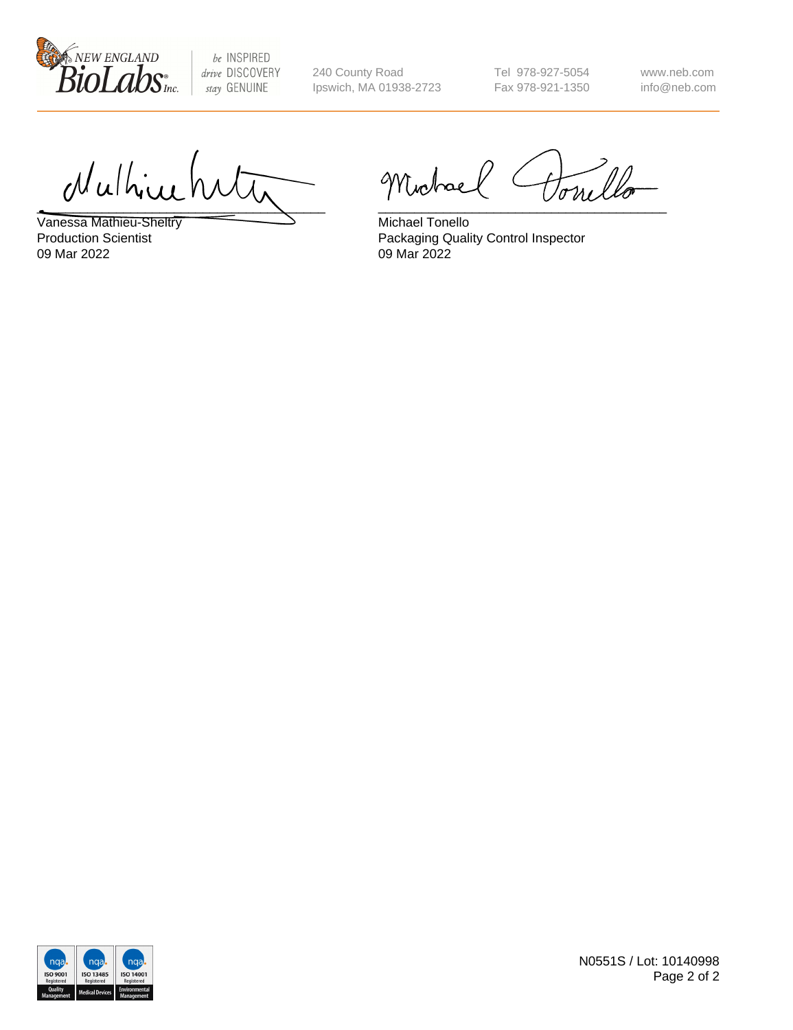be INSPIRED
drive DISCOVERY
stay GENUINE

240 County Road
Ipswich, MA 01938-2723

Tel 978-927-5054
Fax 978-921-1350

www.neb.com
info@neb.com

Vanessa Mathieu-Sheltry
Production Scientist
09 Mar 2022

Michael Tonello
Packaging Quality Control Inspector
09 Mar 2022

N0551S / Lot: 10140998